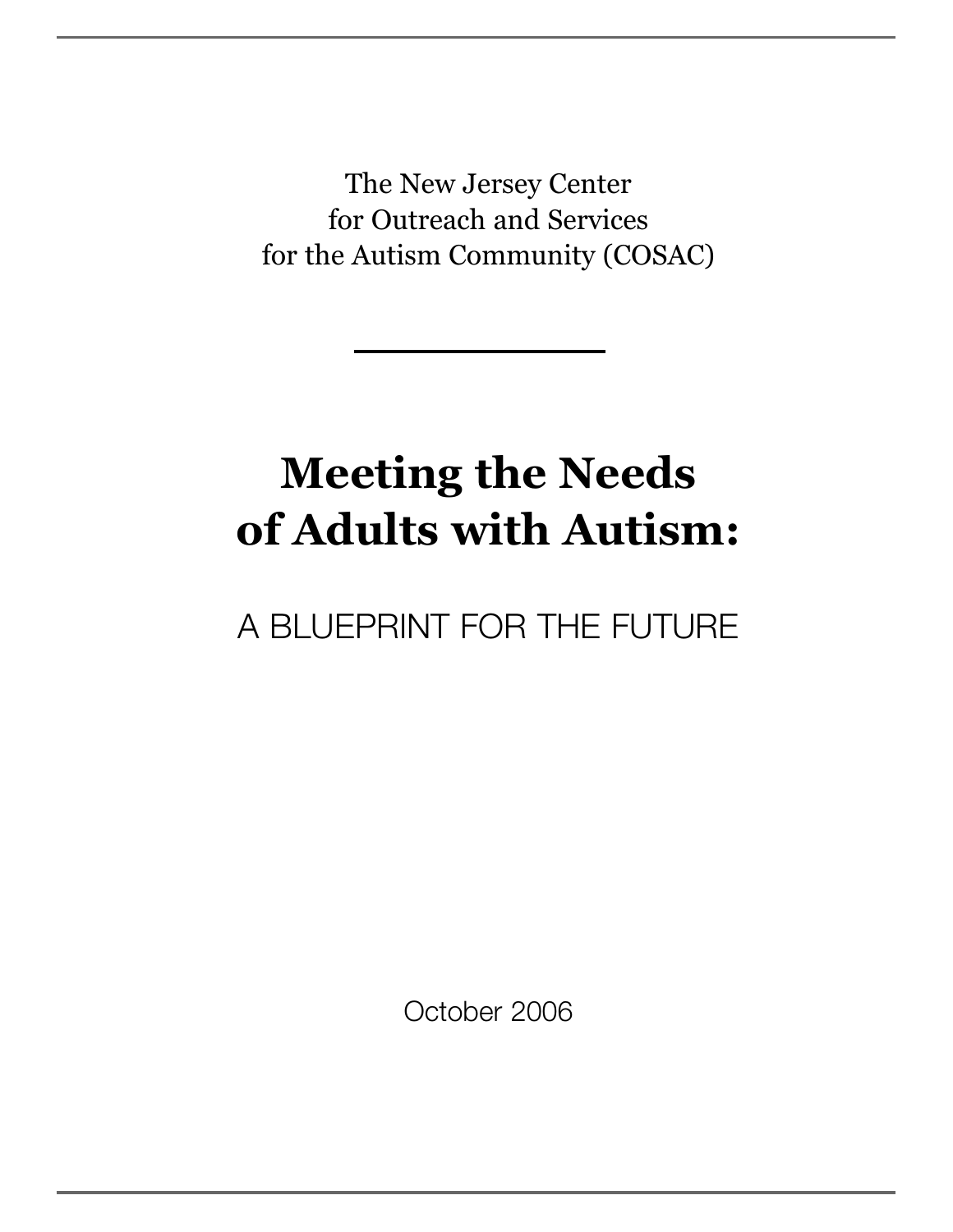The New Jersey Center
for Outreach and Services
for the Autism Community (COSAC)

# Meeting the Needs of Adults with Autism:

## A BLUEPRINT FOR THE FUTURE

October 2006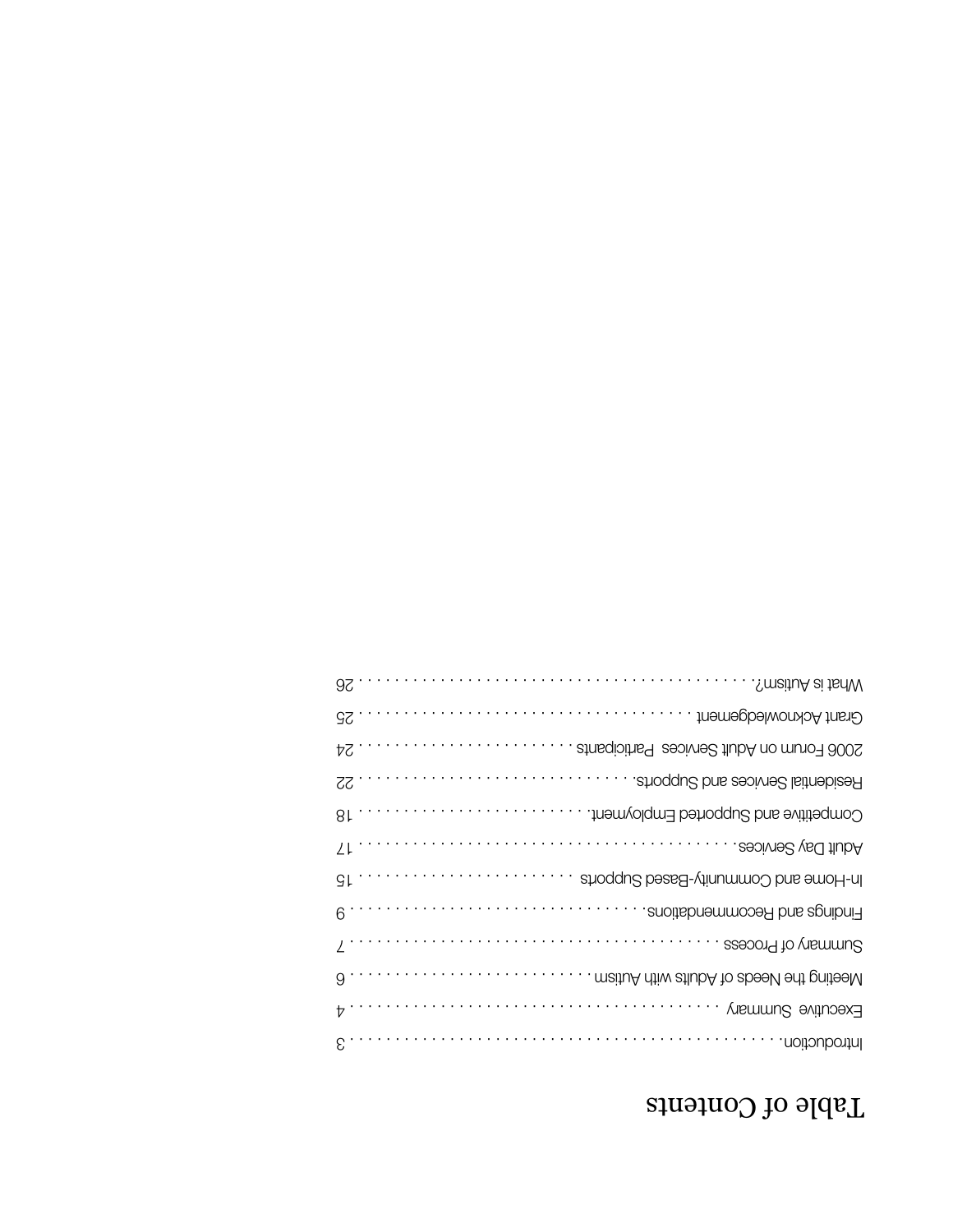# Table of Contents

Introduction. . . . . . . . . . . . . . . . . . . . . . . . . . . . . . . . . . . . . . . . . . 3

Executive Summary . . . . . . . . . . . . . . . . . . . . . . . . . . . . . . . . . . . . 4

Meeting the Needs of Adults with Autism . . . . . . . . . . . . . . . . . . . . . . . . . 6

Summary of Process . . . . . . . . . . . . . . . . . . . . . . . . . . . . . . . . . . . . 7

Findings and Recommendations. . . . . . . . . . . . . . . . . . . . . . . . . . . . . . . 9

In-Home and Community-Based Supports . . . . . . . . . . . . . . . . . . . . . . . 15

Adult Day Services. . . . . . . . . . . . . . . . . . . . . . . . . . . . . . . . . . . . . . 17

Competitive and Supported Employment. . . . . . . . . . . . . . . . . . . . . . . . 18

Residential Services and Supports. . . . . . . . . . . . . . . . . . . . . . . . . . . . . 22

2006 Forum on Adult Services Participants . . . . . . . . . . . . . . . . . . . . . . 24

Grant Acknowledgement . . . . . . . . . . . . . . . . . . . . . . . . . . . . . . . . . . 25

What is Autism?. . . . . . . . . . . . . . . . . . . . . . . . . . . . . . . . . . . . . . . . 26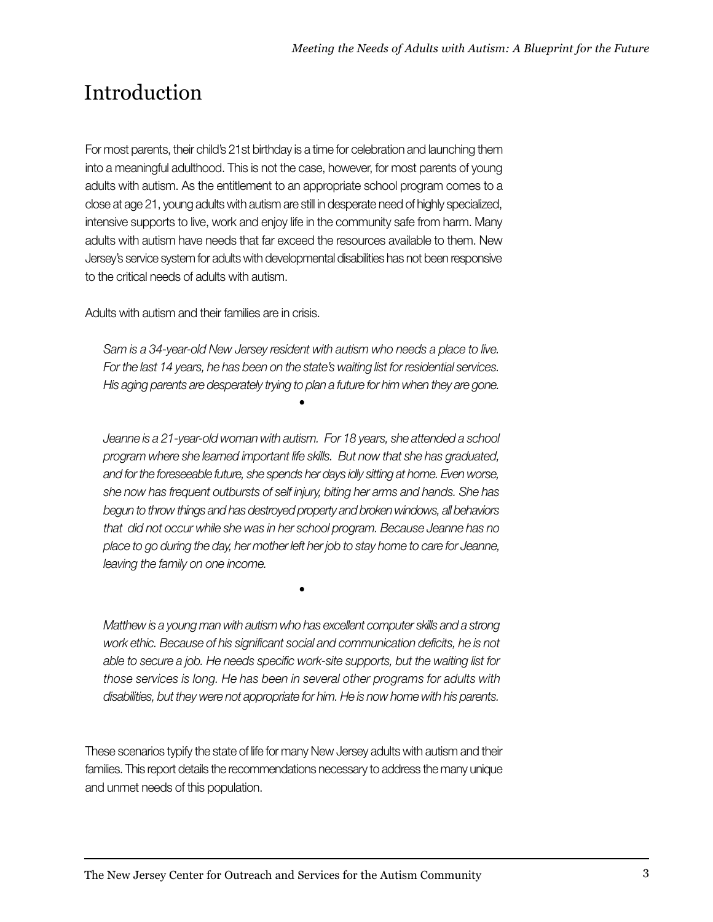# Introduction

For most parents, their child's 21st birthday is a time for celebration and launching them into a meaningful adulthood. This is not the case, however, for most parents of young adults with autism. As the entitlement to an appropriate school program comes to a close at age 21, young adults with autism are still in desperate need of highly specialized, intensive supports to live, work and enjoy life in the community safe from harm. Many adults with autism have needs that far exceed the resources available to them. New Jersey's service system for adults with developmental disabilities has not been responsive to the critical needs of adults with autism.

Adults with autism and their families are in crisis.

> *Sam is a 34-year-old New Jersey resident with autism who needs a place to live. For the last 14 years, he has been on the state's waiting list for residential services. His aging parents are desperately trying to plan a future for him when they are gone.*
>
> •
>
> *Jeanne is a 21-year-old woman with autism. For 18 years, she attended a school program where she learned important life skills. But now that she has graduated, and for the foreseeable future, she spends her days idly sitting at home. Even worse, she now has frequent outbursts of self injury, biting her arms and hands. She has begun to throw things and has destroyed property and broken windows, all behaviors that did not occur while she was in her school program. Because Jeanne has no place to go during the day, her mother left her job to stay home to care for Jeanne, leaving the family on one income.*
>
> •
>
> *Matthew is a young man with autism who has excellent computer skills and a strong work ethic. Because of his significant social and communication deficits, he is not able to secure a job. He needs specific work-site supports, but the waiting list for those services is long. He has been in several other programs for adults with disabilities, but they were not appropriate for him. He is now home with his parents.*

These scenarios typify the state of life for many New Jersey adults with autism and their families. This report details the recommendations necessary to address the many unique and unmet needs of this population.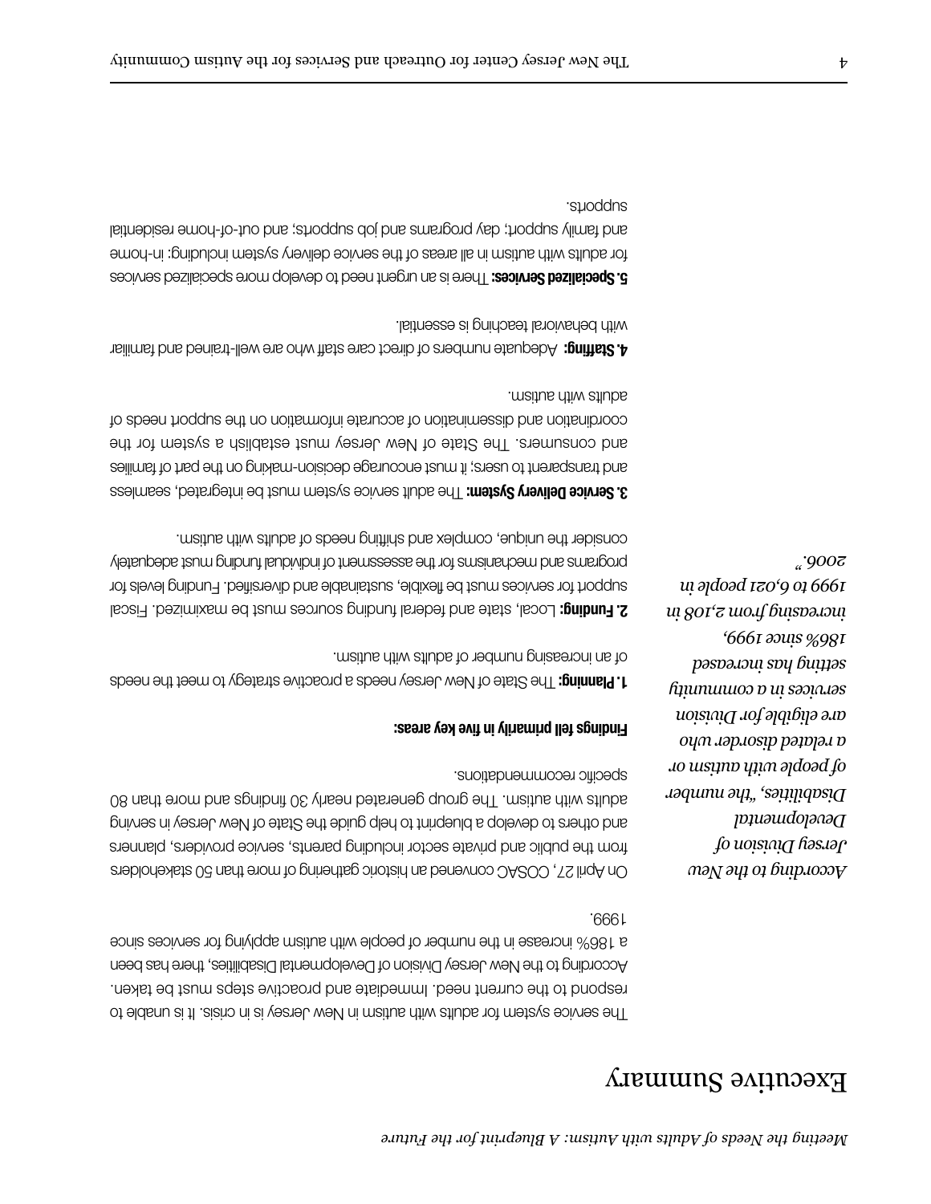# Executive Summary

The service system for adults with autism in New Jersey is in crisis. It is unable to respond to the current need. Immediate and proactive steps must be taken. According to the New Jersey Division of Developmental Disabilities, there has been a 186% increase in the number of people with autism applying for services since 1999.

*According to the New Jersey Division of Developmental Disabilities, "the number of people with autism or a related disorder who are eligible for Division services in a community setting has increased 186% since 1999, increasing from 2,108 in 1999 to 6,021 people in 2006."*

On April 27, COSAC convened an historic gathering of more than 50 stakeholders from the public and private sector including parents, service providers, planners and others to develop a blueprint to help guide the State of New Jersey in serving adults with autism. The group generated nearly 30 findings and more than 80 specific recommendations.

**Findings fell primarily in five key areas:**

**1. Planning:** The State of New Jersey needs a proactive strategy to meet the needs of an increasing number of adults with autism.

**2. Funding:** Local, state and federal funding sources must be maximized. Fiscal support for services must be flexible, sustainable and diversified. Funding levels for programs and mechanisms for the assessment of individual funding must adequately consider the unique, complex and shifting needs of adults with autism.

**3. Service Delivery System:** The adult service system must be integrated, seamless and transparent to users; it must encourage decision-making on the part of families and consumers. The State of New Jersey must establish a system for the coordination and dissemination of accurate information on the support needs of adults with autism.

**4. Staffing:** Adequate numbers of direct care staff who are well-trained and familiar with behavioral teaching is essential.

**5. Specialized Services:** There is an urgent need to develop more specialized services for adults with autism in all areas of the service delivery system including: in-home and family support; day programs and job supports; and out-of-home residential supports.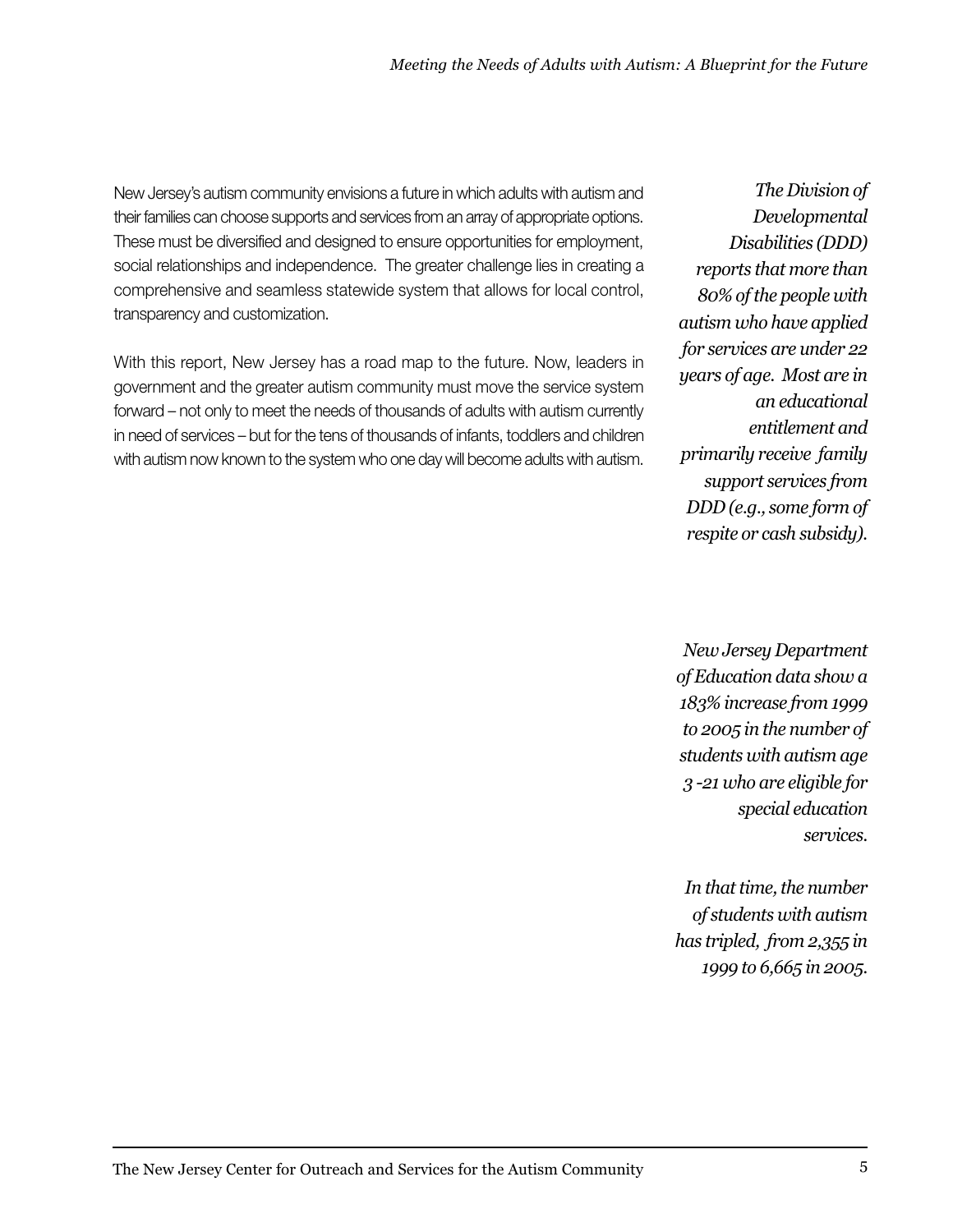New Jersey's autism community envisions a future in which adults with autism and their families can choose supports and services from an array of appropriate options. These must be diversified and designed to ensure opportunities for employment, social relationships and independence. The greater challenge lies in creating a comprehensive and seamless statewide system that allows for local control, transparency and customization.

With this report, New Jersey has a road map to the future. Now, leaders in government and the greater autism community must move the service system forward – not only to meet the needs of thousands of adults with autism currently in need of services – but for the tens of thousands of infants, toddlers and children with autism now known to the system who one day will become adults with autism.

*The Division of Developmental Disabilities (DDD) reports that more than 80% of the people with autism who have applied for services are under 22 years of age. Most are in an educational entitlement and primarily receive family support services from DDD (e.g., some form of respite or cash subsidy).*

*New Jersey Department of Education data show a 183% increase from 1999 to 2005 in the number of students with autism age 3 -21 who are eligible for special education services.*

*In that time, the number of students with autism has tripled, from 2,355 in 1999 to 6,665 in 2005.*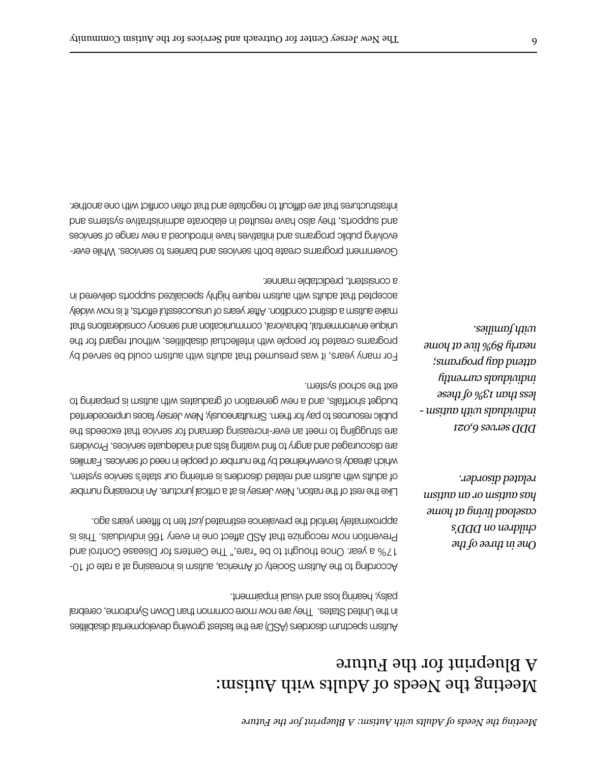# Meeting the Needs of Adults with Autism: A Blueprint for the Future

Autism spectrum disorders (ASD) are the fastest growing developmental disabilities in the United States. They are now more common than Down Syndrome, cerebral palsy, hearing loss and visual impairment.

*One in three of the children on DDD's caseload living at home has autism or an autism related disorder.*

According to the Autism Society of America, autism is increasing at a rate of 10-17% a year. Once thought to be "rare," The Centers for Disease Control and Prevention now recognize that ASD affect one in every 166 individuals. This is approximately tenfold the prevalence estimated *just* ten to fifteen years ago.

*DDD serves 6,021 individuals with autism - less than 13% of these individuals currently attend day programs; nearly 89% live at home with families.*

Like the rest of the nation, New Jersey is at a critical juncture. An increasing number of adults with autism and related disorders is entering our state's service system, which already is overwhelmed by the number of people in need of services. Families are discouraged and angry to find waiting lists and inadequate services. Providers are struggling to meet an ever-increasing demand for service that exceeds the public resources to pay for them. Simultaneously, New Jersey faces unprecedented budget shortfalls, and a new generation of graduates with autism is preparing to exit the school system.

For many years, it was presumed that adults with autism could be served by programs created for people with intellectual disabilities, without regard for the unique environmental, behavioral, communication and sensory considerations that make autism a distinct condition. After years of unsuccessful efforts, it is now widely accepted that adults with autism require highly specialized supports delivered in a consistent, predictable manner.

Government programs create both services and barriers to services. While ever-evolving public programs and initiatives have introduced a new range of services and supports, they also have resulted in elaborate administrative systems and infrastructures that are difficult to negotiate and that often conflict with one another.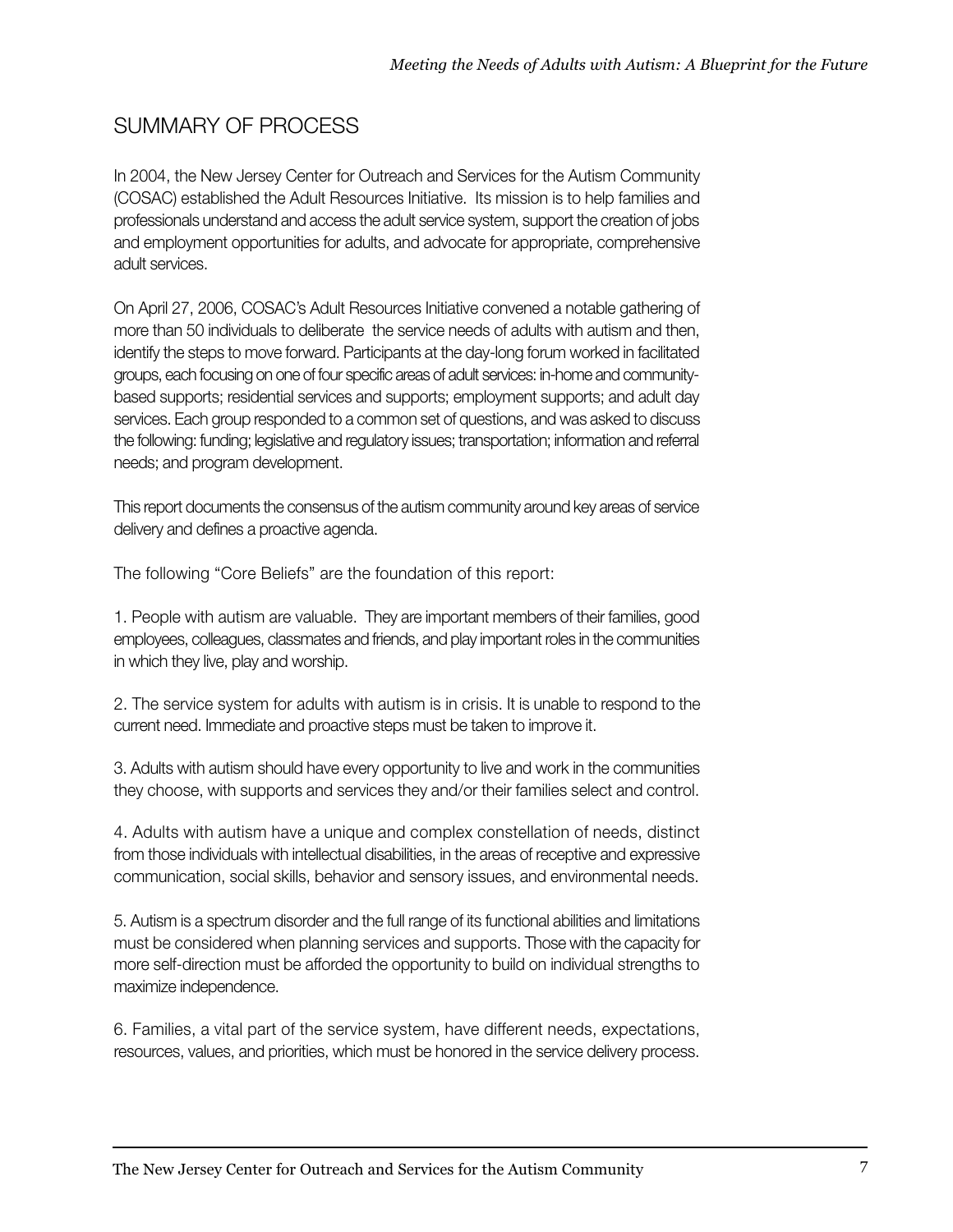## SUMMARY OF PROCESS

In 2004, the New Jersey Center for Outreach and Services for the Autism Community (COSAC) established the Adult Resources Initiative. Its mission is to help families and professionals understand and access the adult service system, support the creation of jobs and employment opportunities for adults, and advocate for appropriate, comprehensive adult services.

On April 27, 2006, COSAC's Adult Resources Initiative convened a notable gathering of more than 50 individuals to deliberate the service needs of adults with autism and then, identify the steps to move forward. Participants at the day-long forum worked in facilitated groups, each focusing on one of four specific areas of adult services: in-home and community-based supports; residential services and supports; employment supports; and adult day services. Each group responded to a common set of questions, and was asked to discuss the following: funding; legislative and regulatory issues; transportation; information and referral needs; and program development.

This report documents the consensus of the autism community around key areas of service delivery and defines a proactive agenda.

The following "Core Beliefs" are the foundation of this report:

1. People with autism are valuable. They are important members of their families, good employees, colleagues, classmates and friends, and play important roles in the communities in which they live, play and worship.

2. The service system for adults with autism is in crisis. It is unable to respond to the current need. Immediate and proactive steps must be taken to improve it.

3. Adults with autism should have every opportunity to live and work in the communities they choose, with supports and services they and/or their families select and control.

4. Adults with autism have a unique and complex constellation of needs, distinct from those individuals with intellectual disabilities, in the areas of receptive and expressive communication, social skills, behavior and sensory issues, and environmental needs.

5. Autism is a spectrum disorder and the full range of its functional abilities and limitations must be considered when planning services and supports. Those with the capacity for more self-direction must be afforded the opportunity to build on individual strengths to maximize independence.

6. Families, a vital part of the service system, have different needs, expectations, resources, values, and priorities, which must be honored in the service delivery process.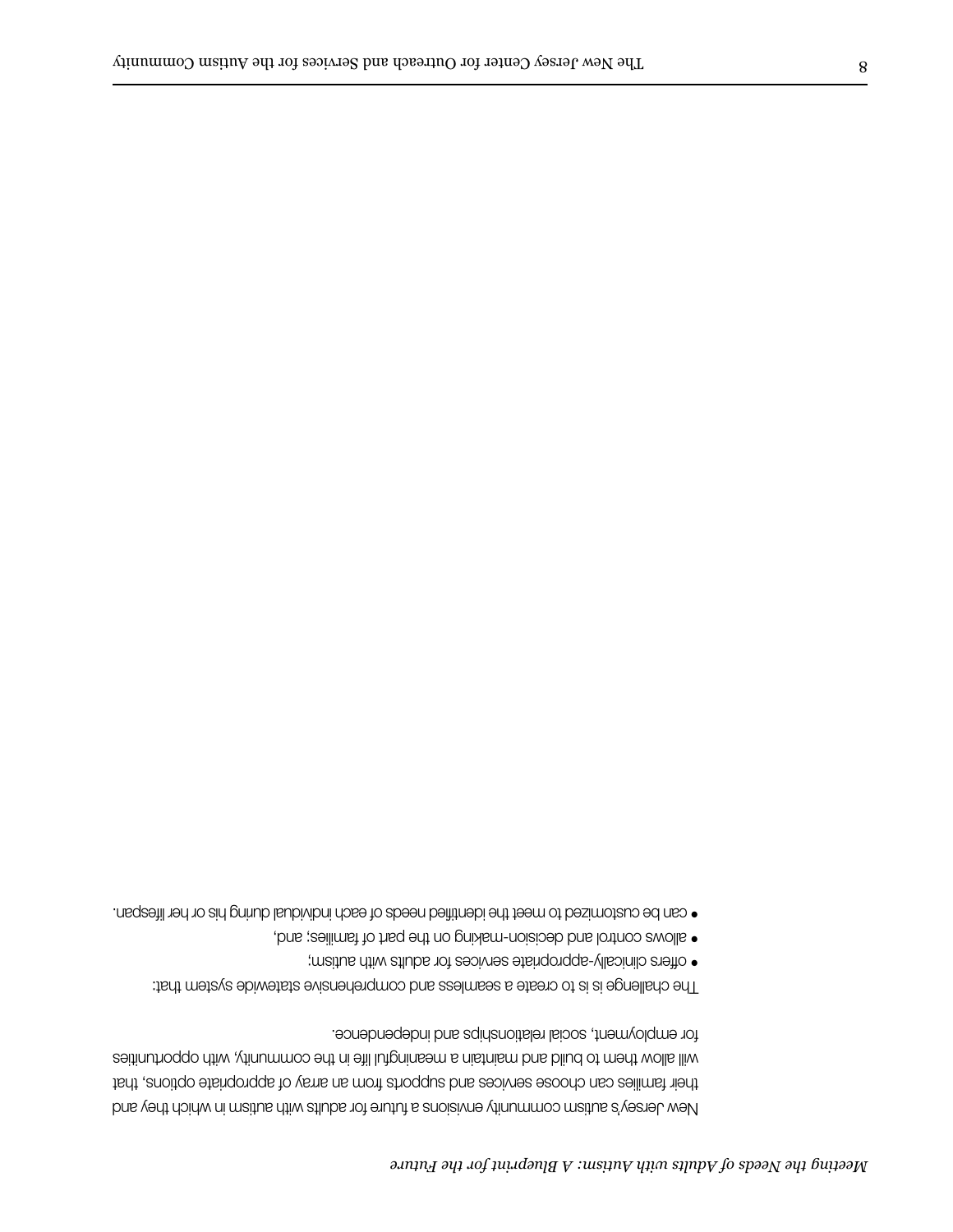New Jersey's autism community envisions a future for adults with autism in which they and their families can choose services and supports from an array of appropriate options, that will allow them to build and maintain a meaningful life in the community, with opportunities for employment, social relationships and independence.

The challenge is is to create a seamless and comprehensive statewide system that:

- offers clinically-appropriate services for adults with autism;
- allows control and decision-making on the part of families; and,
- can be customized to meet the identified needs of each individual during his or her lifespan.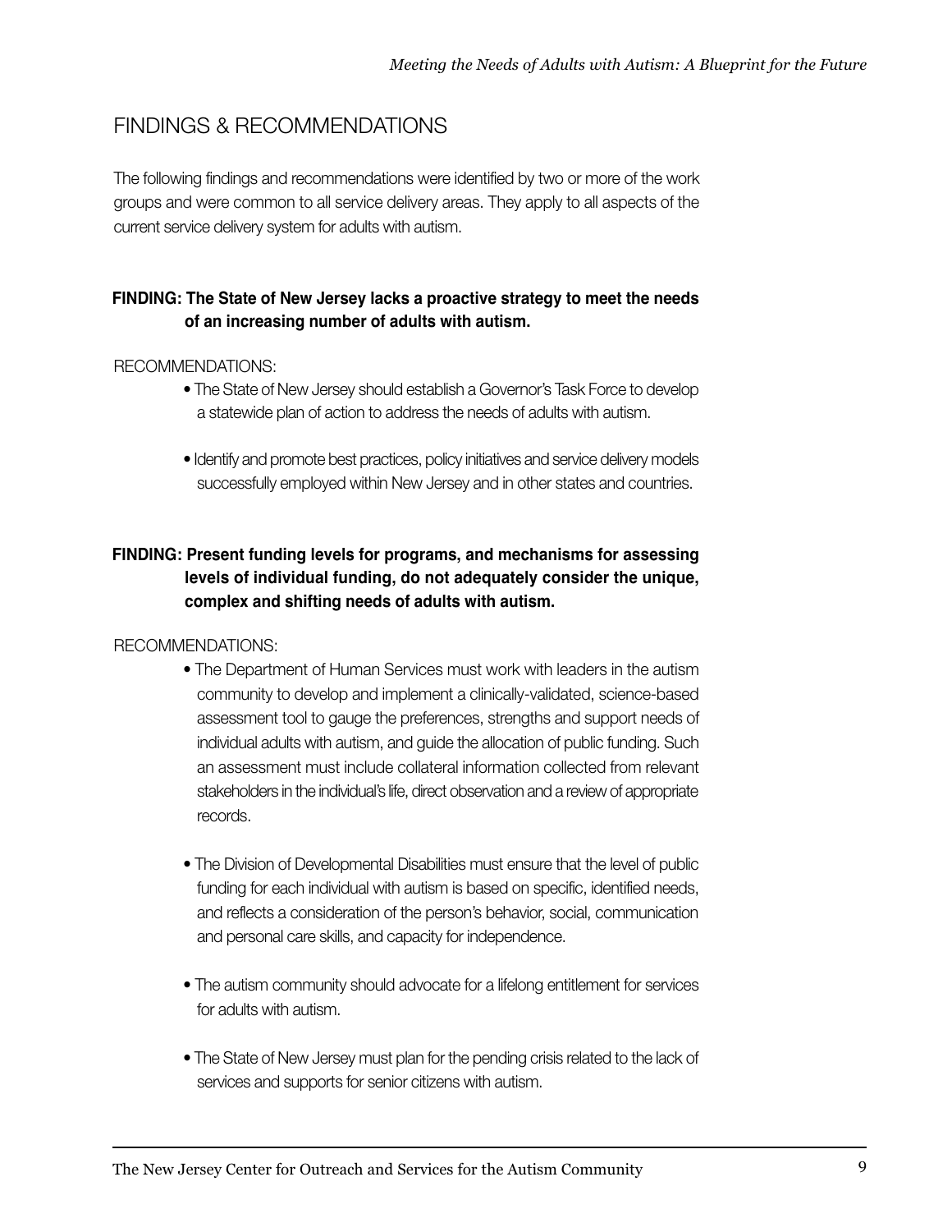## FINDINGS & RECOMMENDATIONS

The following findings and recommendations were identified by two or more of the work groups and were common to all service delivery areas. They apply to all aspects of the current service delivery system for adults with autism.

**FINDING: The State of New Jersey lacks a proactive strategy to meet the needs of an increasing number of adults with autism.**

RECOMMENDATIONS:

- The State of New Jersey should establish a Governor's Task Force to develop a statewide plan of action to address the needs of adults with autism.
- Identify and promote best practices, policy initiatives and service delivery models successfully employed within New Jersey and in other states and countries.

**FINDING: Present funding levels for programs, and mechanisms for assessing levels of individual funding, do not adequately consider the unique, complex and shifting needs of adults with autism.**

RECOMMENDATIONS:

- The Department of Human Services must work with leaders in the autism community to develop and implement a clinically-validated, science-based assessment tool to gauge the preferences, strengths and support needs of individual adults with autism, and guide the allocation of public funding. Such an assessment must include collateral information collected from relevant stakeholders in the individual's life, direct observation and a review of appropriate records.
- The Division of Developmental Disabilities must ensure that the level of public funding for each individual with autism is based on specific, identified needs, and reflects a consideration of the person's behavior, social, communication and personal care skills, and capacity for independence.
- The autism community should advocate for a lifelong entitlement for services for adults with autism.
- The State of New Jersey must plan for the pending crisis related to the lack of services and supports for senior citizens with autism.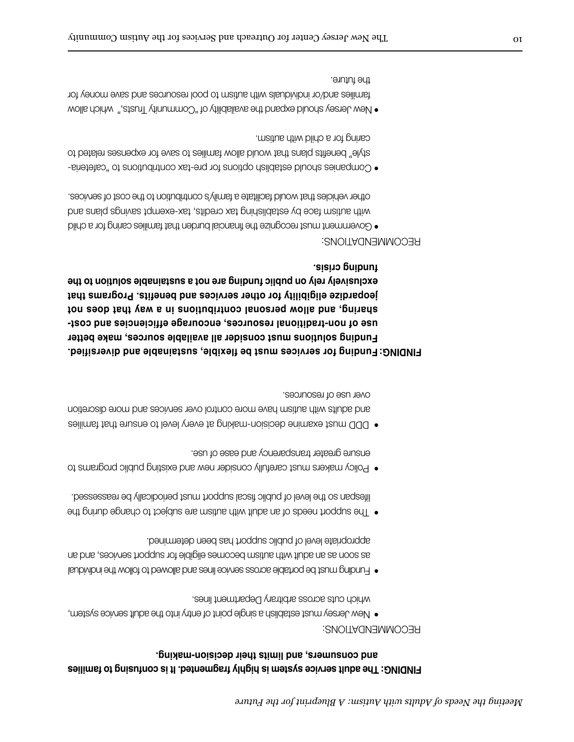**FINDING: The adult service system is highly fragmented. It is confusing to families and consumers, and limits their decision-making.**

RECOMMENDATIONS:

- New Jersey must establish a single point of entry into the adult service system, which cuts across arbitrary Department lines.
- Funding must be portable across service lines and allowed to follow the individual as soon as an adult with autism becomes eligible for support services, and an appropriate level of public support has been determined.
- The support needs of an adult with autism are subject to change during the lifespan so the level of public fiscal support must periodically be reassessed.
- Policy makers must carefully consider new and existing public programs to ensure greater transparency and ease of use.
- DDD must examine decision-making at every level to ensure that families and adults with autism have more control over services and more discretion over use of resources.

**FINDING: Funding for services must be flexible, sustainable and diversified. Funding solutions must consider all available sources, make better use of non-traditional resources, encourage efficiencies and cost-sharing, and allow personal contributions in a way that does not jeopardize eligibility for other services and benefits. Programs that exclusively rely on public funding are not a sustainable solution to the funding crisis.**

RECOMMENDATIONS:

- Government must recognize the financial burden that families caring for a child with autism face by establishing tax credits, tax-exempt savings plans and other vehicles that would facilitate a family's contribution to the cost of services.
- Companies should establish options for pre-tax contributions to "cafeteria-style" benefits plans that would allow families to save for expenses related to caring for a child with autism.
- New Jersey should expand the availability of "Community Trusts," which allow families and/or individuals with autism to pool resources and save money for the future.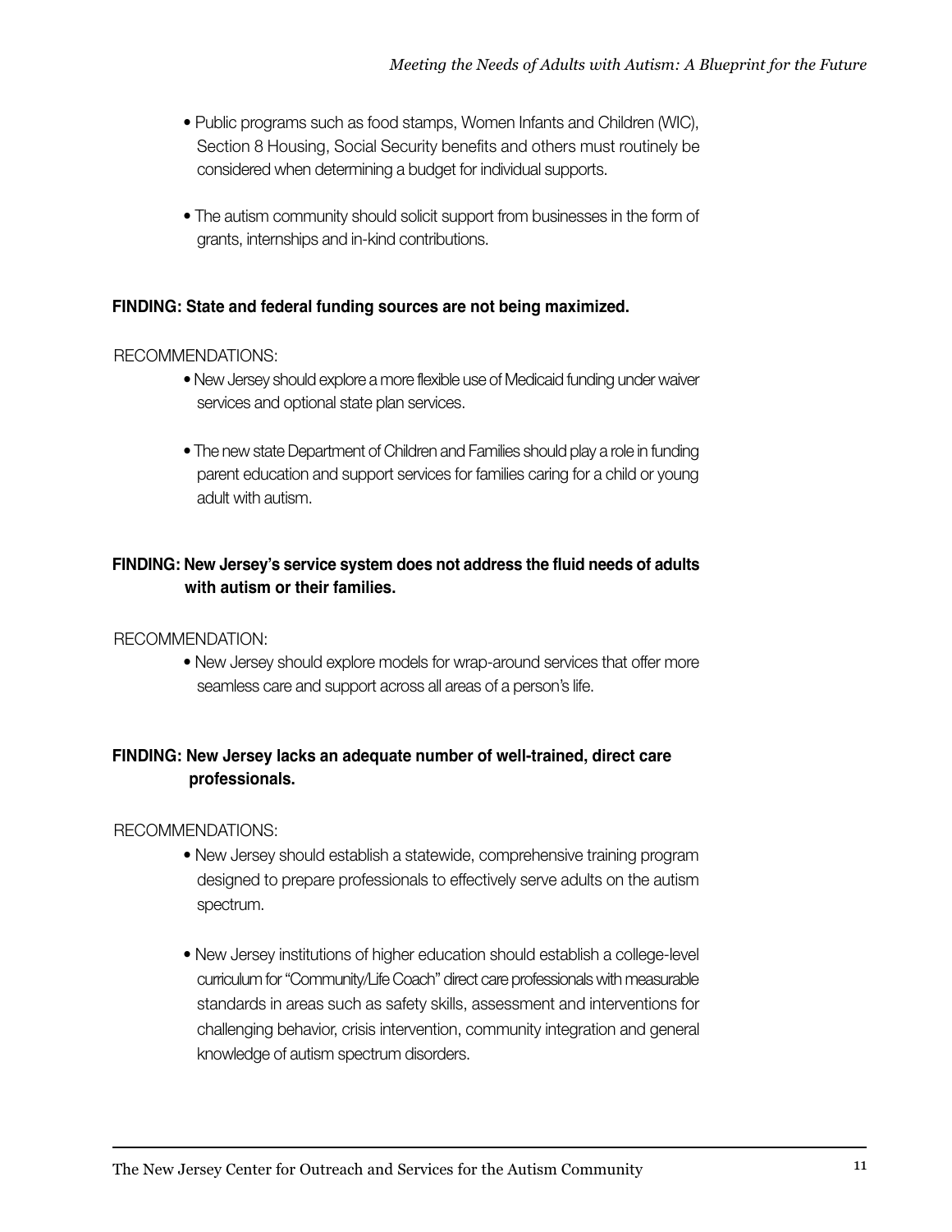- Public programs such as food stamps, Women Infants and Children (WIC), Section 8 Housing, Social Security benefits and others must routinely be considered when determining a budget for individual supports.

- The autism community should solicit support from businesses in the form of grants, internships and in-kind contributions.

**FINDING: State and federal funding sources are not being maximized.**

RECOMMENDATIONS:

- New Jersey should explore a more flexible use of Medicaid funding under waiver services and optional state plan services.

- The new state Department of Children and Families should play a role in funding parent education and support services for families caring for a child or young adult with autism.

**FINDING: New Jersey's service system does not address the fluid needs of adults with autism or their families.**

RECOMMENDATION:

- New Jersey should explore models for wrap-around services that offer more seamless care and support across all areas of a person's life.

**FINDING: New Jersey lacks an adequate number of well-trained, direct care professionals.**

RECOMMENDATIONS:

- New Jersey should establish a statewide, comprehensive training program designed to prepare professionals to effectively serve adults on the autism spectrum.

- New Jersey institutions of higher education should establish a college-level curriculum for "Community/Life Coach" direct care professionals with measurable standards in areas such as safety skills, assessment and interventions for challenging behavior, crisis intervention, community integration and general knowledge of autism spectrum disorders.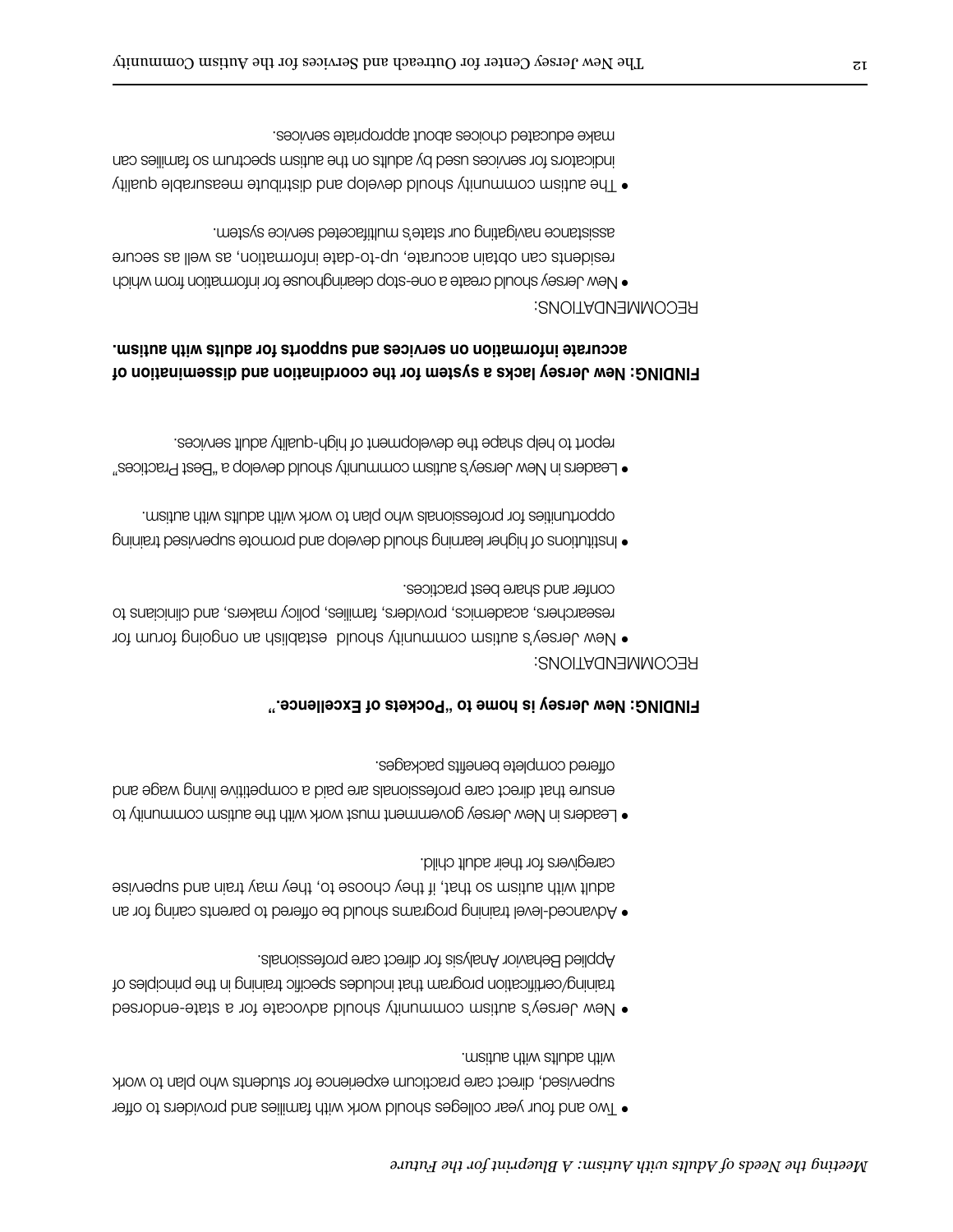- Two and four year colleges should work with families and providers to offer supervised, direct care practicum experience for students who plan to work with adults with autism.

- New Jersey's autism community should advocate for a state-endorsed training/certification program that includes specific training in the principles of Applied Behavior Analysis for direct care professionals.

- Advanced-level training programs should be offered to parents caring for an adult with autism so that, if they choose to, they may train and supervise caregivers for their adult child.

- Leaders in New Jersey government must work with the autism community to ensure that direct care professionals are paid a competitive living wage and offered complete benefits packages.

**FINDING: New Jersey is home to "Pockets of Excellence."**

RECOMMENDATIONS:

- New Jersey's autism community should establish an ongoing forum for researchers, academics, providers, families, policy makers, and clinicians to confer and share best practices.

- Institutions of higher learning should develop and promote supervised training opportunities for professionals who plan to work with adults with autism.

- Leaders in New Jersey's autism community should develop a "Best Practices" report to help shape the development of high-quality adult services.

**FINDING: New Jersey lacks a system for the coordination and dissemination of accurate information on services and supports for adults with autism.**

RECOMMENDATIONS:

- New Jersey should create a one-stop clearinghouse for information from which residents can obtain accurate, up-to-date information, as well as secure assistance navigating our state's multifaceted service system.

- The autism community should develop and distribute measurable quality indicators for services used by adults on the autism spectrum so families can make educated choices about appropriate services.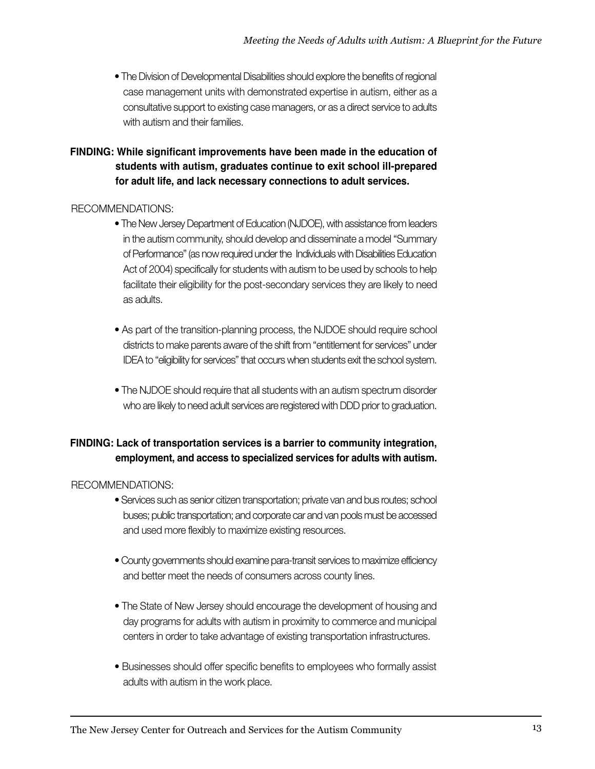- The Division of Developmental Disabilities should explore the benefits of regional case management units with demonstrated expertise in autism, either as a consultative support to existing case managers, or as a direct service to adults with autism and their families.

**FINDING: While significant improvements have been made in the education of students with autism, graduates continue to exit school ill-prepared for adult life, and lack necessary connections to adult services.**

RECOMMENDATIONS:

- The New Jersey Department of Education (NJDOE), with assistance from leaders in the autism community, should develop and disseminate a model "Summary of Performance" (as now required under the Individuals with Disabilities Education Act of 2004) specifically for students with autism to be used by schools to help facilitate their eligibility for the post-secondary services they are likely to need as adults.

- As part of the transition-planning process, the NJDOE should require school districts to make parents aware of the shift from "entitlement for services" under IDEA to "eligibility for services" that occurs when students exit the school system.

- The NJDOE should require that all students with an autism spectrum disorder who are likely to need adult services are registered with DDD prior to graduation.

**FINDING: Lack of transportation services is a barrier to community integration, employment, and access to specialized services for adults with autism.**

RECOMMENDATIONS:

- Services such as senior citizen transportation; private van and bus routes; school buses; public transportation; and corporate car and van pools must be accessed and used more flexibly to maximize existing resources.

- County governments should examine para-transit services to maximize efficiency and better meet the needs of consumers across county lines.

- The State of New Jersey should encourage the development of housing and day programs for adults with autism in proximity to commerce and municipal centers in order to take advantage of existing transportation infrastructures.

- Businesses should offer specific benefits to employees who formally assist adults with autism in the work place.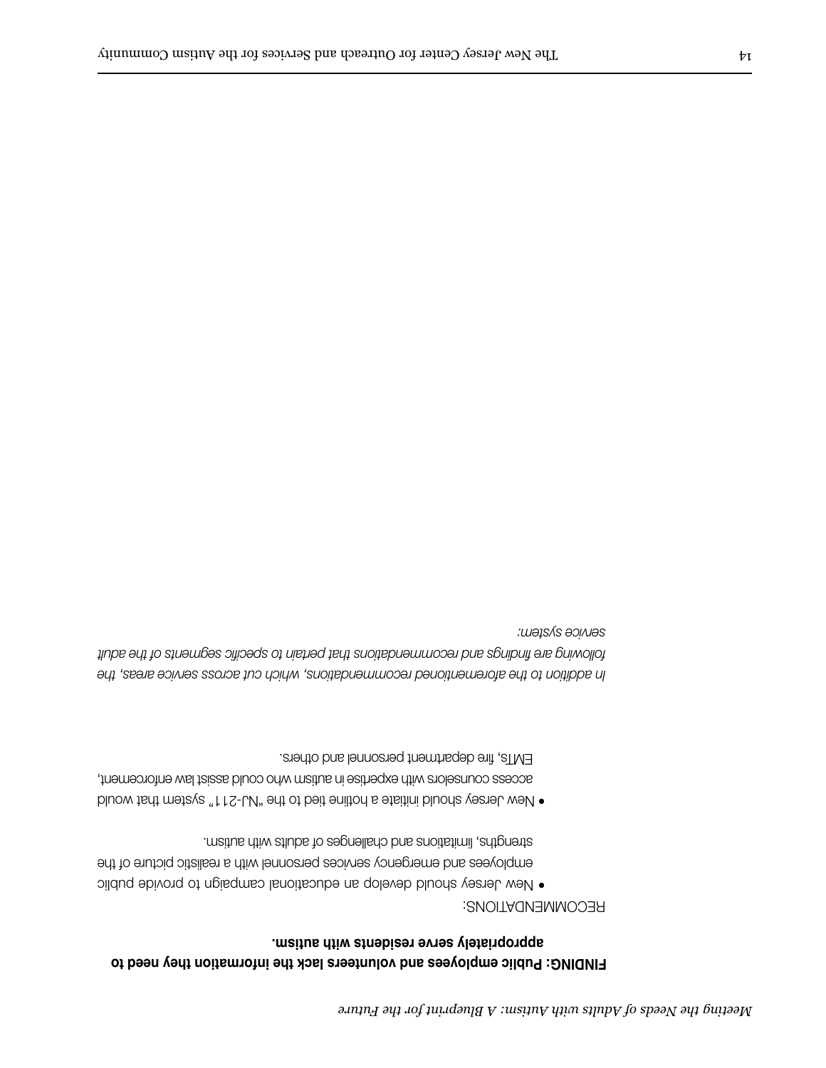**FINDING: Public employees and volunteers lack the information they need to appropriately serve residents with autism.**

RECOMMENDATIONS:

- New Jersey should develop an educational campaign to provide public employees and emergency services personnel with a realistic picture of the strengths, limitations and challenges of adults with autism.
- New Jersey should initiate a hotline tied to the "NJ-211" system that would access counselors with expertise in autism who could assist law enforcement, EMTs, fire department personnel and others.

*In addition to the aforementioned recommendations, which cut across service areas, the following are findings and recommendations that pertain to specific segments of the adult service system:*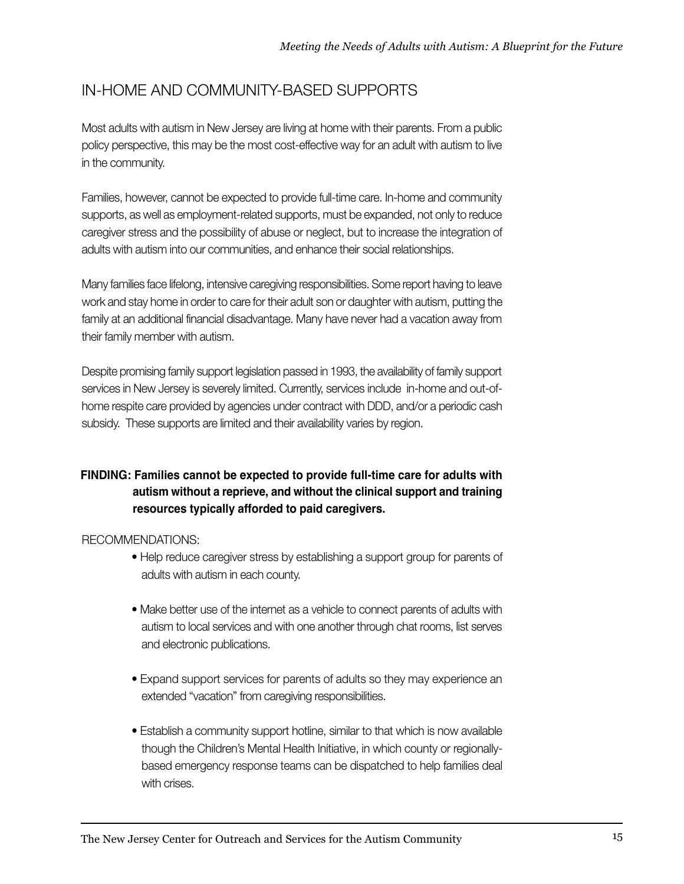## IN-HOME AND COMMUNITY-BASED SUPPORTS

Most adults with autism in New Jersey are living at home with their parents. From a public policy perspective, this may be the most cost-effective way for an adult with autism to live in the community.

Families, however, cannot be expected to provide full-time care. In-home and community supports, as well as employment-related supports, must be expanded, not only to reduce caregiver stress and the possibility of abuse or neglect, but to increase the integration of adults with autism into our communities, and enhance their social relationships.

Many families face lifelong, intensive caregiving responsibilities. Some report having to leave work and stay home in order to care for their adult son or daughter with autism, putting the family at an additional financial disadvantage. Many have never had a vacation away from their family member with autism.

Despite promising family support legislation passed in 1993, the availability of family support services in New Jersey is severely limited. Currently, services include in-home and out-of-home respite care provided by agencies under contract with DDD, and/or a periodic cash subsidy. These supports are limited and their availability varies by region.

**FINDING: Families cannot be expected to provide full-time care for adults with autism without a reprieve, and without the clinical support and training resources typically afforded to paid caregivers.**

RECOMMENDATIONS:

- Help reduce caregiver stress by establishing a support group for parents of adults with autism in each county.
- Make better use of the internet as a vehicle to connect parents of adults with autism to local services and with one another through chat rooms, list serves and electronic publications.
- Expand support services for parents of adults so they may experience an extended "vacation" from caregiving responsibilities.
- Establish a community support hotline, similar to that which is now available though the Children's Mental Health Initiative, in which county or regionally-based emergency response teams can be dispatched to help families deal with crises.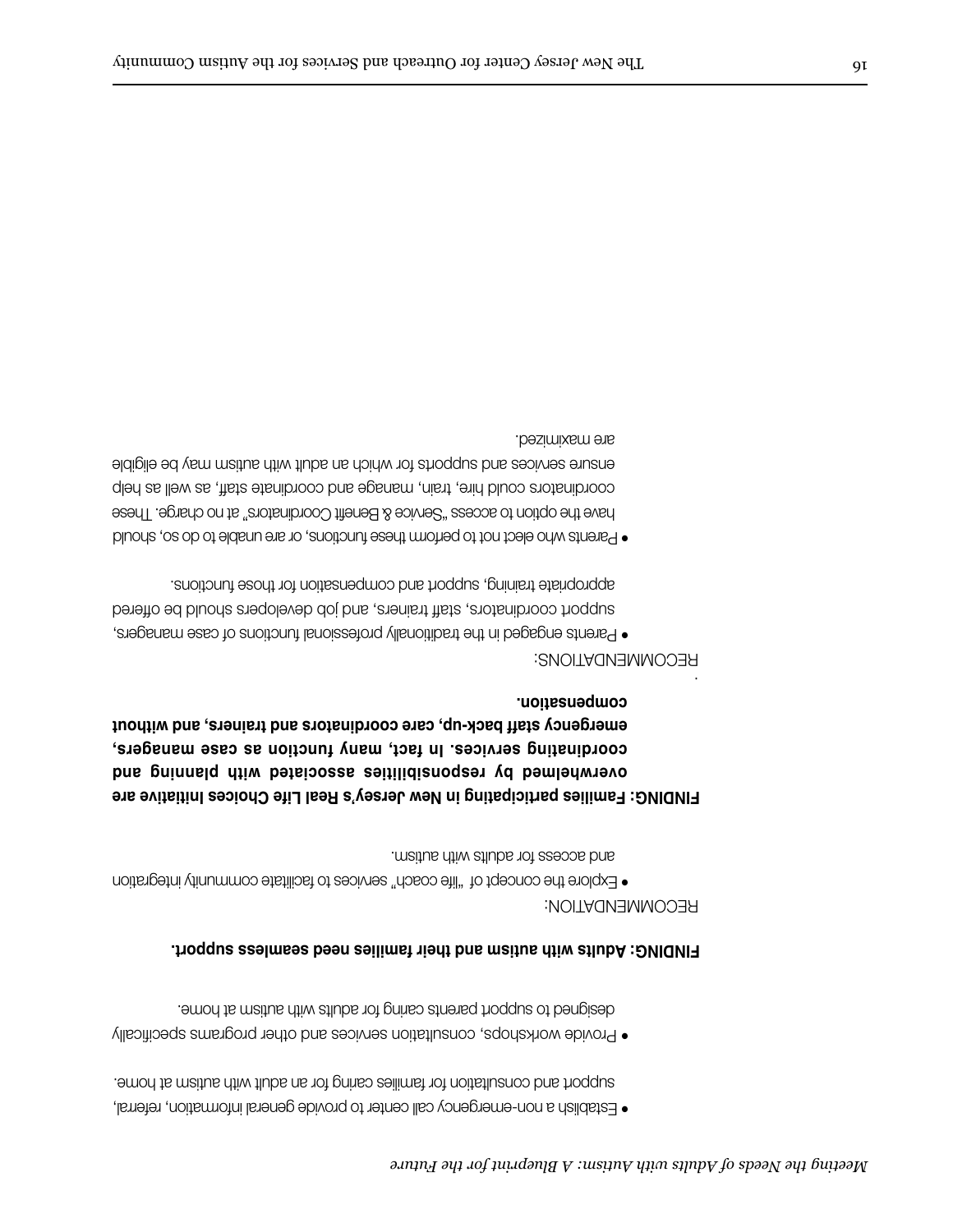- Establish a non-emergency call center to provide general information, referral, support and consultation for families caring for an adult with autism at home.

- Provide workshops, consultation services and other programs specifically designed to support parents caring for adults with autism at home.

**FINDING: Adults with autism and their families need seamless support.**

RECOMMENDATION:

- Explore the concept of "life coach" services to facilitate community integration and access for adults with autism.

**FINDING: Families participating in New Jersey's Real Life Choices initiative are overwhelmed by responsibilities associated with planning and coordinating services. In fact, many function as case managers, emergency staff back-up, care coordinators and trainers, and without compensation.**

RECOMMENDATIONS:

- Parents engaged in the traditionally professional functions of case managers, support coordinators, staff trainers, and job developers should be offered appropriate training, support and compensation for those functions.

- Parents who elect not to perform these functions, or are unable to do so, should have the option to access "Service & Benefit Coordinators" at no charge. These coordinators could hire, train, manage and coordinate staff, as well as help ensure services and supports for which an adult with autism may be eligible are maximized.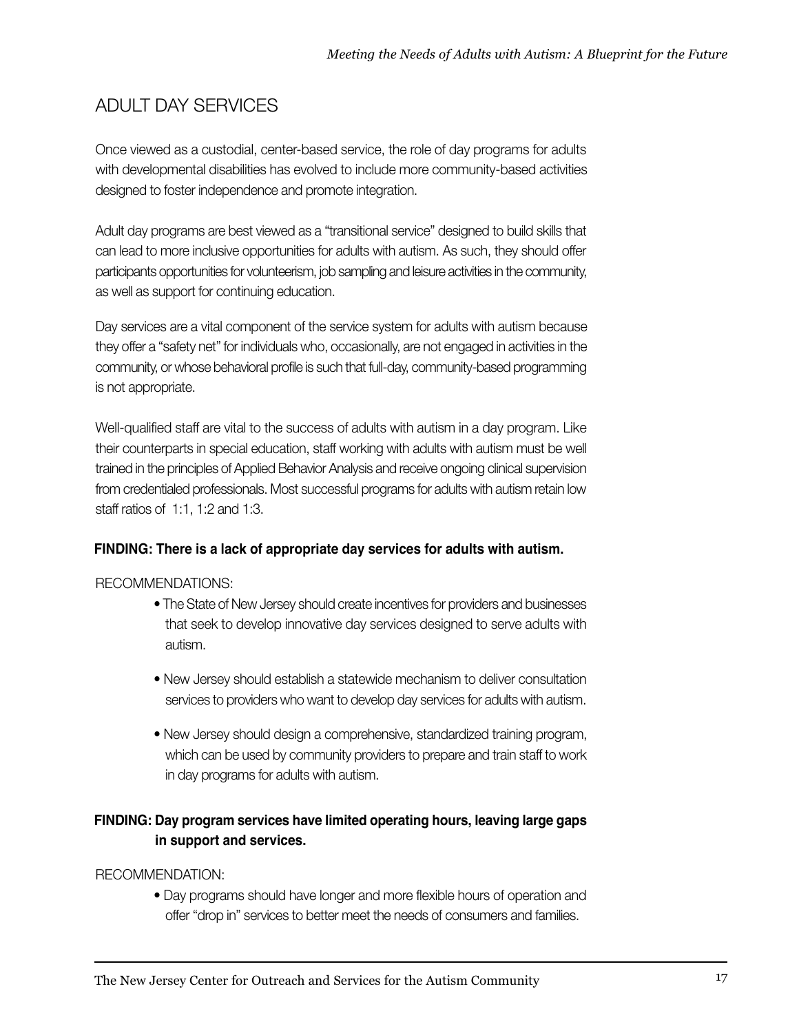## ADULT DAY SERVICES

Once viewed as a custodial, center-based service, the role of day programs for adults with developmental disabilities has evolved to include more community-based activities designed to foster independence and promote integration.

Adult day programs are best viewed as a "transitional service" designed to build skills that can lead to more inclusive opportunities for adults with autism. As such, they should offer participants opportunities for volunteerism, job sampling and leisure activities in the community, as well as support for continuing education.

Day services are a vital component of the service system for adults with autism because they offer a "safety net" for individuals who, occasionally, are not engaged in activities in the community, or whose behavioral profile is such that full-day, community-based programming is not appropriate.

Well-qualified staff are vital to the success of adults with autism in a day program. Like their counterparts in special education, staff working with adults with autism must be well trained in the principles of Applied Behavior Analysis and receive ongoing clinical supervision from credentialed professionals. Most successful programs for adults with autism retain low staff ratios of 1:1, 1:2 and 1:3.

**FINDING: There is a lack of appropriate day services for adults with autism.**

RECOMMENDATIONS:

- The State of New Jersey should create incentives for providers and businesses that seek to develop innovative day services designed to serve adults with autism.
- New Jersey should establish a statewide mechanism to deliver consultation services to providers who want to develop day services for adults with autism.
- New Jersey should design a comprehensive, standardized training program, which can be used by community providers to prepare and train staff to work in day programs for adults with autism.

**FINDING: Day program services have limited operating hours, leaving large gaps in support and services.**

RECOMMENDATION:

- Day programs should have longer and more flexible hours of operation and offer "drop in" services to better meet the needs of consumers and families.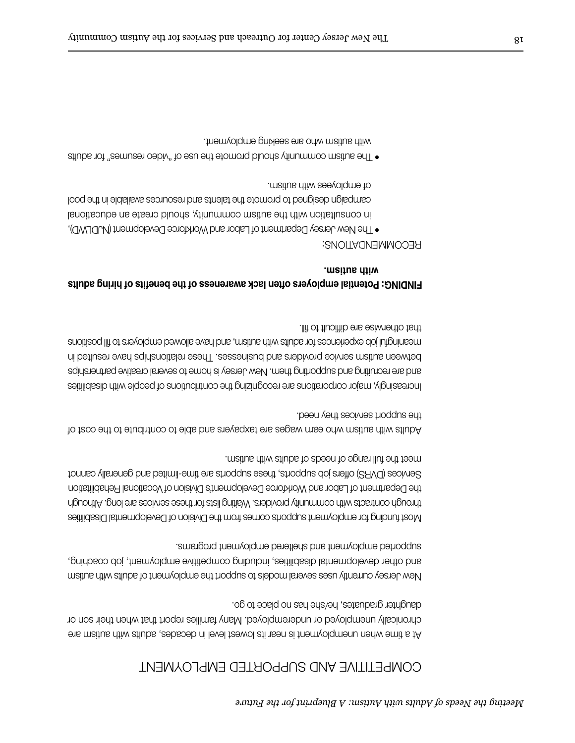# COMPETITIVE AND SUPPORTED EMPLOYMENT

At a time when unemployment is near its lowest level in decades, adults with autism are chronically unemployed or underemployed. Many families report that when their son or daughter graduates, he/she has no place to go.

New Jersey currently uses several models to support the employment of adults with autism and other developmental disabilities, including competitive employment, job coaching, supported employment and sheltered employment programs.

Most funding for employment supports comes from the Division of Developmental Disabilities through contracts with community providers. Waiting lists for these services are long. Although the Department of Labor and Workforce Development's Division of Vocational Rehabilitation Services (DVRS) offers job supports, these supports are time-limited and generally cannot meet the full range of needs of adults with autism.

Adults with autism who earn wages are taxpayers and able to contribute to the cost of the support services they need.

Increasingly, major corporations are recognizing the contributions of people with disabilities and are recruiting and supporting them. New Jersey is home to several creative partnerships between autism service providers and businesses. These relationships have resulted in meaningful job experiences for adults with autism, and have allowed employers to fill positions that otherwise are difficult to fill.

**FINDING: Potential employers often lack awareness of the benefits of hiring adults with autism.**

RECOMMENDATIONS:

- The New Jersey Department of Labor and Workforce Development (NJDLWD), in consultation with the autism community, should create an educational campaign designed to promote the talents and resources available in the pool of employees with autism.
- The autism community should promote the use of "video resumes" for adults with autism who are seeking employment.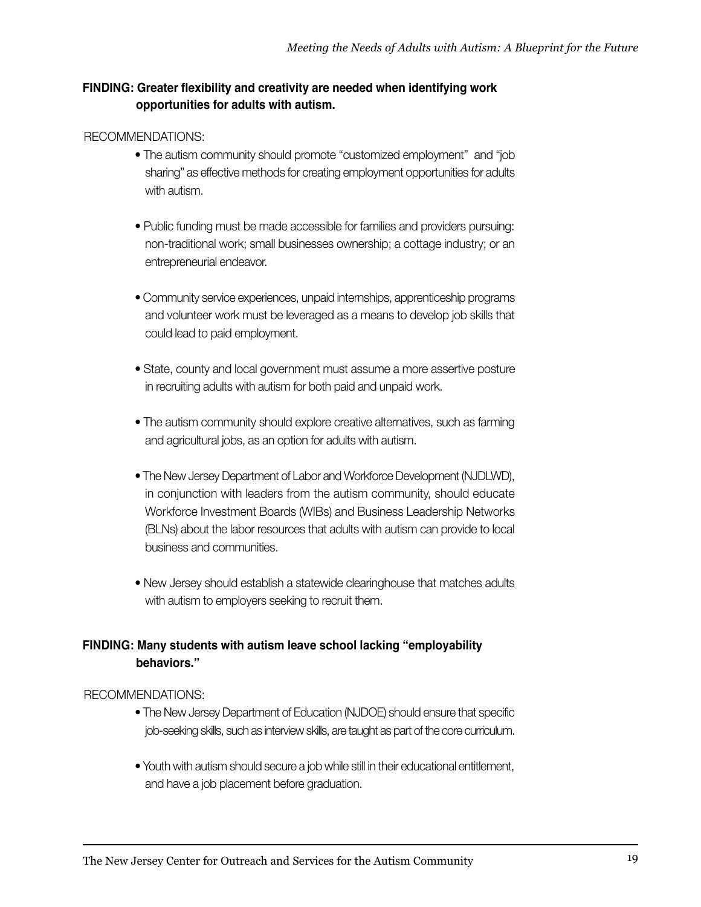**FINDING: Greater flexibility and creativity are needed when identifying work opportunities for adults with autism.**

RECOMMENDATIONS:

- The autism community should promote "customized employment" and "job sharing" as effective methods for creating employment opportunities for adults with autism.
- Public funding must be made accessible for families and providers pursuing: non-traditional work; small businesses ownership; a cottage industry; or an entrepreneurial endeavor.
- Community service experiences, unpaid internships, apprenticeship programs and volunteer work must be leveraged as a means to develop job skills that could lead to paid employment.
- State, county and local government must assume a more assertive posture in recruiting adults with autism for both paid and unpaid work.
- The autism community should explore creative alternatives, such as farming and agricultural jobs, as an option for adults with autism.
- The New Jersey Department of Labor and Workforce Development (NJDLWD), in conjunction with leaders from the autism community, should educate Workforce Investment Boards (WIBs) and Business Leadership Networks (BLNs) about the labor resources that adults with autism can provide to local business and communities.
- New Jersey should establish a statewide clearinghouse that matches adults with autism to employers seeking to recruit them.

**FINDING: Many students with autism leave school lacking "employability behaviors."**

RECOMMENDATIONS:

- The New Jersey Department of Education (NJDOE) should ensure that specific job-seeking skills, such as interview skills, are taught as part of the core curriculum.
- Youth with autism should secure a job while still in their educational entitlement, and have a job placement before graduation.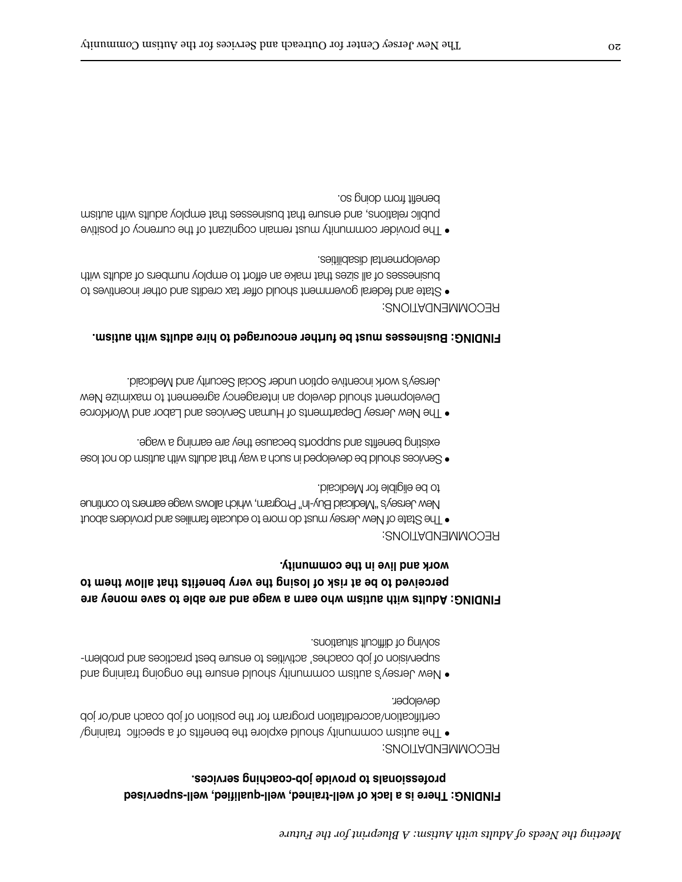**FINDING: There is a lack of well-trained, well-qualified, well-supervised professionals to provide job-coaching services.**

RECOMMENDATIONS:

- The autism community should explore the benefits of a specific training/certification/accreditation program for the position of job coach and/or job developer.
- New Jersey's autism community should ensure the ongoing training and supervision of job coaches' activities to ensure best practices and problem-solving of difficult situations.

**FINDING: Adults with autism who earn a wage and are able to save money are perceived to be at risk of losing the very benefits that allow them to work and live in the community.**

RECOMMENDATIONS:

- The State of New Jersey must do more to educate families and providers about New Jersey's "Medicaid Buy-In" Program, which allows wage earners to continue to be eligible for Medicaid.
- Services should be developed in such a way that adults with autism do not lose existing benefits and supports because they are earning a wage.
- The New Jersey Departments of Human Services and Labor and Workforce Development should develop an interagency agreement to maximize New Jersey's work incentive option under Social Security and Medicaid.

**FINDING: Businesses must be further encouraged to hire adults with autism.**

RECOMMENDATIONS:

- State and federal government should offer tax credits and other incentives to businesses of all sizes that make an effort to employ numbers of adults with developmental disabilities.
- The provider community must remain cognizant of the currency of positive public relations, and ensure that businesses that employ adults with autism benefit from doing so.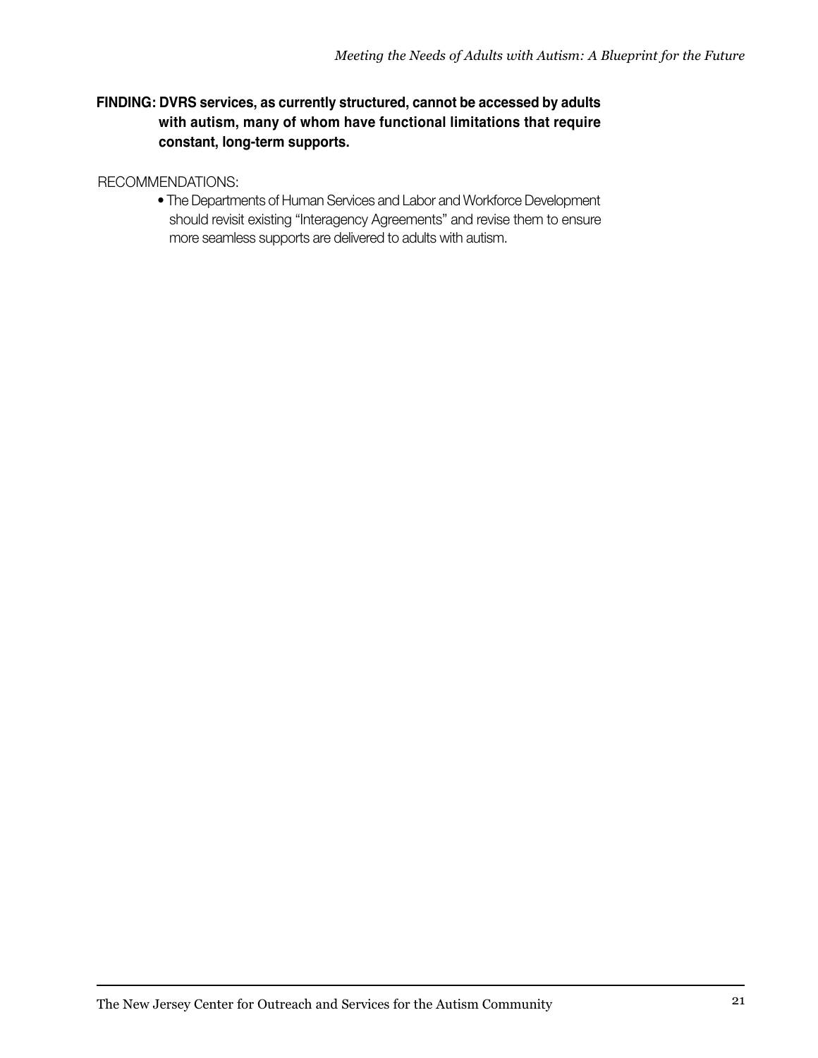**FINDING: DVRS services, as currently structured, cannot be accessed by adults with autism, many of whom have functional limitations that require constant, long-term supports.**

RECOMMENDATIONS:

- The Departments of Human Services and Labor and Workforce Development should revisit existing "Interagency Agreements" and revise them to ensure more seamless supports are delivered to adults with autism.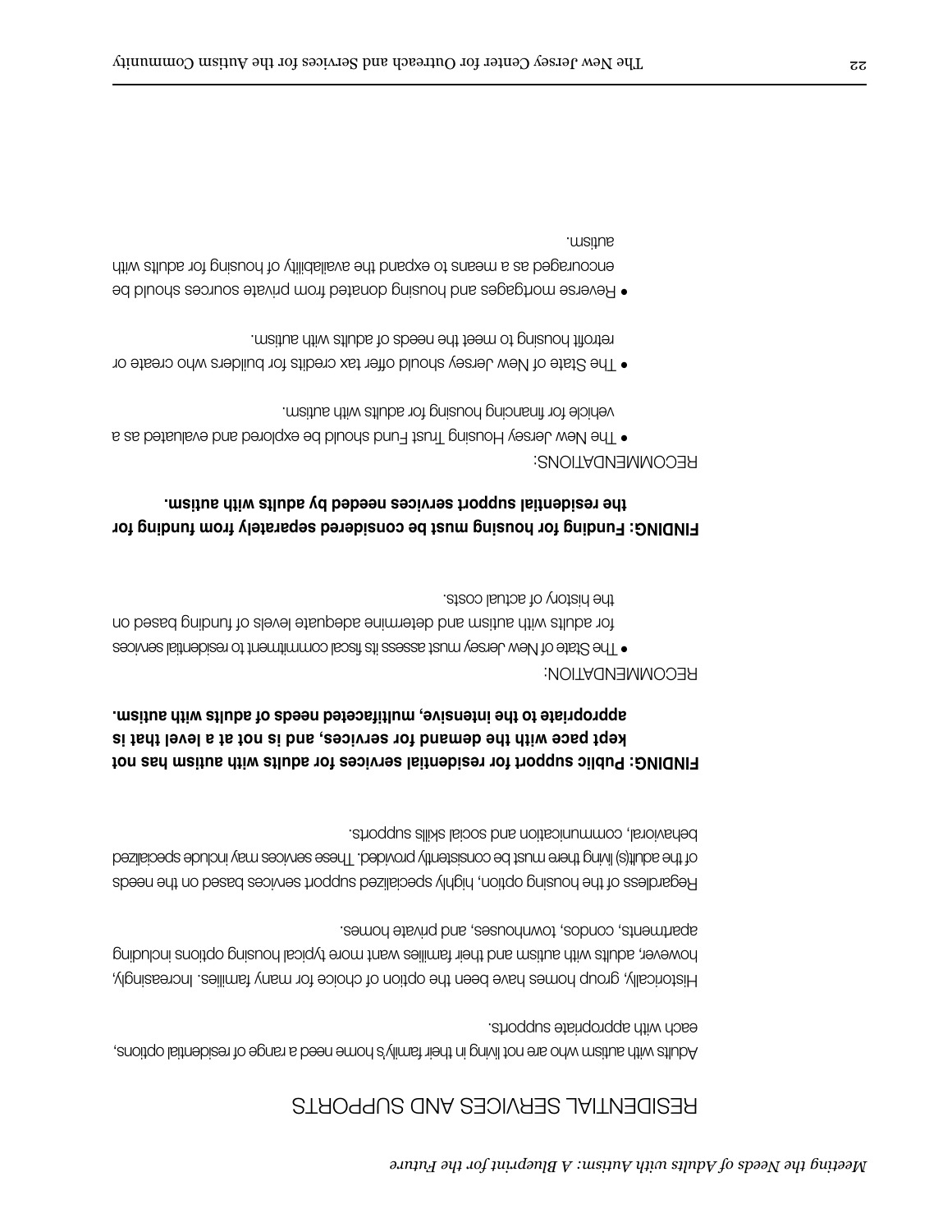# RESIDENTIAL SERVICES AND SUPPORTS

Adults with autism who are not living in their family's home need a range of residential options, each with appropriate supports.

Historically, group homes have been the option of choice for many families. Increasingly, however, adults with autism and their families want more typical housing options including apartments, condos, townhouses, and private homes.

Regardless of the housing option, highly specialized support services based on the needs of the adult(s) living there must be consistently provided. These services may include specialized behavioral, communication and social skills supports.

**FINDING: Public support for residential services for adults with autism has not kept pace with the demand for services, and is not at a level that is appropriate to the intensive, multifaceted needs of adults with autism.**

RECOMMENDATION:

- The State of New Jersey must assess its fiscal commitment to residential services for adults with autism and determine adequate levels of funding based on the history of actual costs.

**FINDING: Funding for housing must be considered separately from funding for the residential support services needed by adults with autism.**

RECOMMENDATIONS:

- The New Jersey Housing Trust Fund should be explored and evaluated as a vehicle for financing housing for adults with autism.
- The State of New Jersey should offer tax credits for builders who create or retrofit housing to meet the needs of adults with autism.
- Reverse mortgages and housing donated from private sources should be encouraged as a means to expand the availability of housing for adults with autism.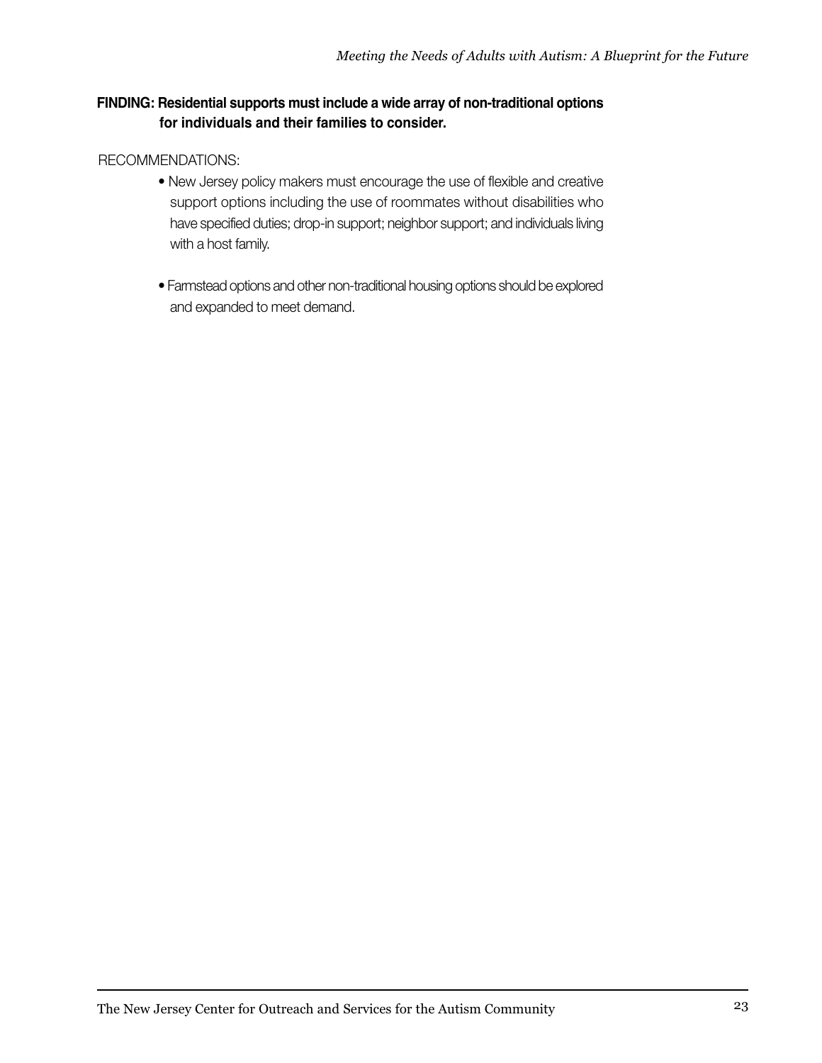**FINDING: Residential supports must include a wide array of non-traditional options for individuals and their families to consider.**

RECOMMENDATIONS:

- New Jersey policy makers must encourage the use of flexible and creative support options including the use of roommates without disabilities who have specified duties; drop-in support; neighbor support; and individuals living with a host family.

- Farmstead options and other non-traditional housing options should be explored and expanded to meet demand.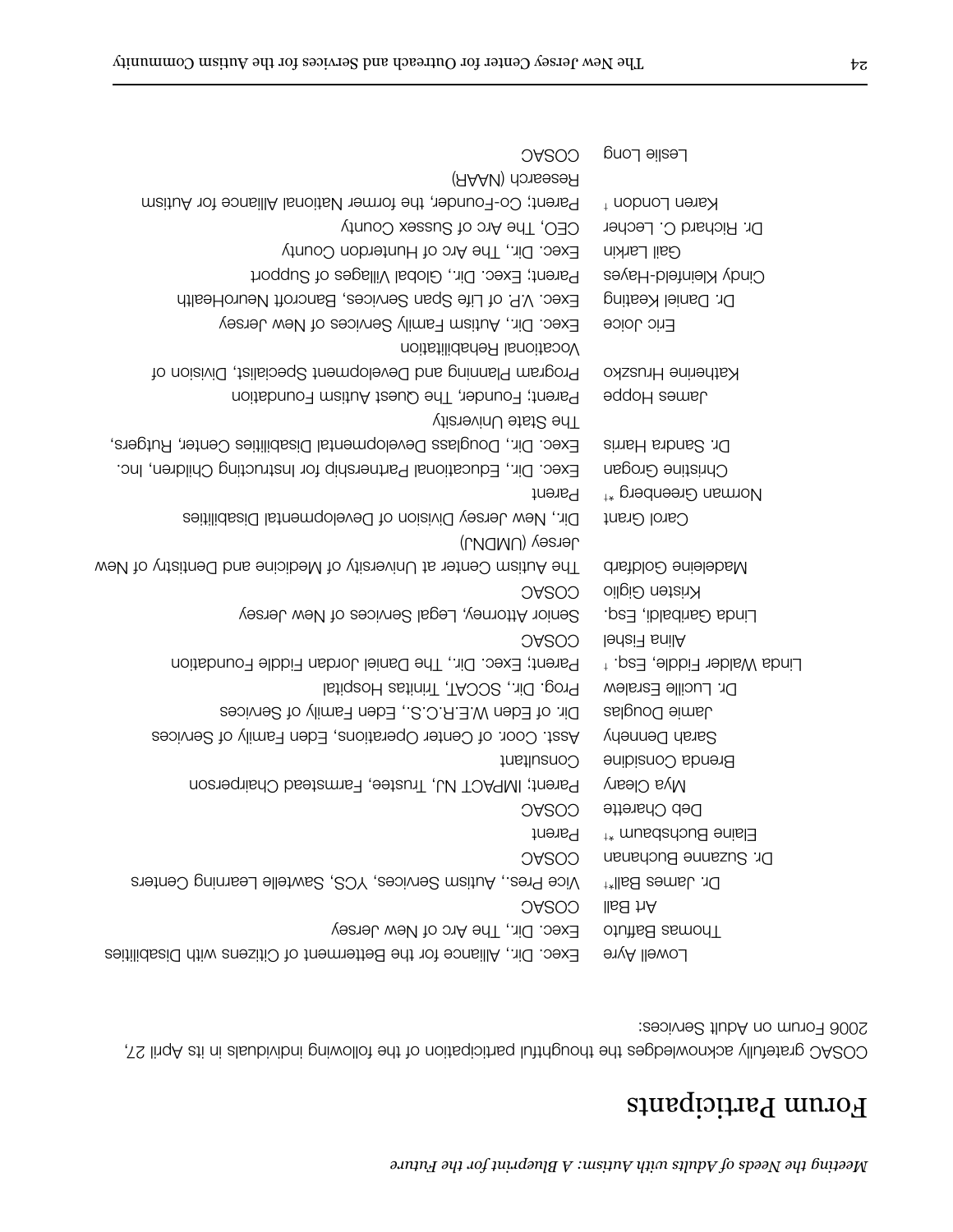# Forum Participants

COSAC gratefully acknowledges the thoughtful participation of the following individuals in its April 27, 2006 Forum on Adult Services:

| | |
|---|---|
| Lowell Ayre | Exec. Dir., Alliance for the Betterment of Citizens with Disabilities |
| Thomas Baffuto | Exec. Dir., The Arc of New Jersey |
| Art Ball | COSAC |
| Dr. James Ball*† | Vice Pres., Autism Services, YCS, Sawtelle Learning Centers |
| Dr. Suzanne Buchanan | COSAC |
| Elaine Buchsbaum *† | Parent |
| Deb Charette | COSAC |
| Mya Cleary | Parent; IMPACT NJ, Trustee, Farmstead Chairperson |
| Brenda Considine | Consultant |
| Sarah Dennehy | Asst. Coor. of Center Operations, Eden Family of Services |
| Jamie Douglas | Dir. of Eden W.E.R.C.S., Eden Family of Services |
| Dr. Lucille Esralew | Prog. Dir., SCCAT, Trinitas Hospital |
| Linda Walder Fiddle, Esq. † | Parent; Exec. Dir., The Daniel Jordan Fiddle Foundation |
| Alina Fishel | COSAC |
| Linda Garibaldi, Esq. | Senior Attorney, Legal Services of New Jersey |
| Kristen Giglio | COSAC |
| Madeleine Goldfarb | The Autism Center at University of Medicine and Dentistry of New Jersey (UMDNJ) |
| Carol Grant | Dir., New Jersey Division of Developmental Disabilities |
| Norman Greenberg *† | Parent |
| Christine Grogan | Exec. Dir., Educational Partnership for Instructing Children, Inc. |
| Dr. Sandra Harris | Exec. Dir., Douglass Developmental Disabilities Center, Rutgers, The State University |
| James Hoppe | Parent; Founder, The Quest Autism Foundation |
| Katherine Hruszko | Program Planning and Development Specialist, Division of Vocational Rehabilitation |
| Eric Joice | Exec. Dir., Autism Family Services of New Jersey |
| Dr. Daniel Keating | Exec. V.P. of Life Span Services, Bancroft NeuroHealth |
| Cindy Kleinfeld-Hayes | Parent; Exec. Dir., Global Villages of Support |
| Gail Larkin | Exec. Dir., The Arc of Hunterdon County |
| Dr. Richard C. Lecher | CEO, The Arc of Sussex County |
| Karen London † | Parent; Co-Founder, the former National Alliance for Autism Research (NAAR) |
| Leslie Long | COSAC |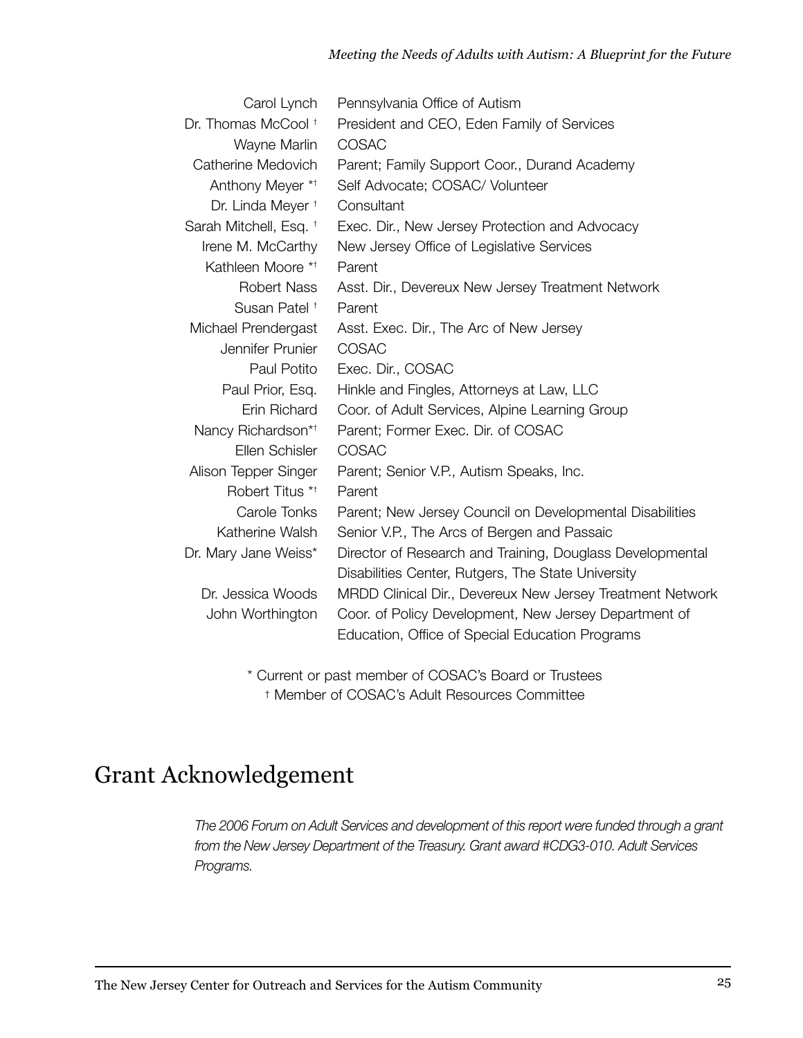| | |
|---|---|
| Carol Lynch | Pennsylvania Office of Autism |
| Dr. Thomas McCool † | President and CEO, Eden Family of Services |
| Wayne Marlin | COSAC |
| Catherine Medovich | Parent; Family Support Coor., Durand Academy |
| Anthony Meyer *† | Self Advocate; COSAC/ Volunteer |
| Dr. Linda Meyer † | Consultant |
| Sarah Mitchell, Esq. † | Exec. Dir., New Jersey Protection and Advocacy |
| Irene M. McCarthy | New Jersey Office of Legislative Services |
| Kathleen Moore *† | Parent |
| Robert Nass | Asst. Dir., Devereux New Jersey Treatment Network |
| Susan Patel † | Parent |
| Michael Prendergast | Asst. Exec. Dir., The Arc of New Jersey |
| Jennifer Prunier | COSAC |
| Paul Potito | Exec. Dir., COSAC |
| Paul Prior, Esq. | Hinkle and Fingles, Attorneys at Law, LLC |
| Erin Richard | Coor. of Adult Services, Alpine Learning Group |
| Nancy Richardson*† | Parent; Former Exec. Dir. of COSAC |
| Ellen Schisler | COSAC |
| Alison Tepper Singer | Parent; Senior V.P., Autism Speaks, Inc. |
| Robert Titus *† | Parent |
| Carole Tonks | Parent; New Jersey Council on Developmental Disabilities |
| Katherine Walsh | Senior V.P., The Arcs of Bergen and Passaic |
| Dr. Mary Jane Weiss* | Director of Research and Training, Douglass Developmental Disabilities Center, Rutgers, The State University |
| Dr. Jessica Woods | MRDD Clinical Dir., Devereux New Jersey Treatment Network |
| John Worthington | Coor. of Policy Development, New Jersey Department of Education, Office of Special Education Programs |

\* Current or past member of COSAC's Board or Trustees
† Member of COSAC's Adult Resources Committee

# Grant Acknowledgement

*The 2006 Forum on Adult Services and development of this report were funded through a grant from the New Jersey Department of the Treasury. Grant award #CDG3-010. Adult Services Programs.*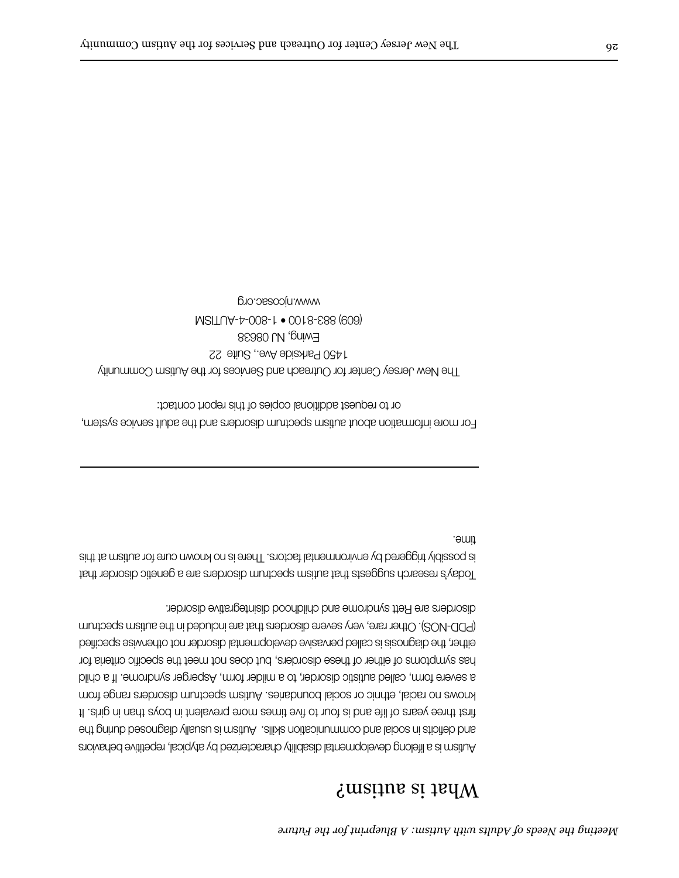# What is autism?

Autism is a lifelong developmental disability characterized by atypical, repetitive behaviors and deficits in social and communication skills. Autism is usually diagnosed during the first three years of life and is four to five times more prevalent in boys than in girls. It knows no racial, ethnic or social boundaries. Autism spectrum disorders range from a severe form, called autistic disorder, to a milder form, Asperger syndrome. If a child has symptoms of either of these disorders, but does not meet the specific criteria for either, the diagnosis is called pervasive developmental disorder not otherwise specified (PDD-NOS). Other rare, very severe disorders that are included in the autism spectrum disorders are Rett syndrome and childhood disintegrative disorder.

Today's research suggests that autism spectrum disorders are a genetic disorder that is possibly triggered by environmental factors. There is no known cure for autism at this time.

---

For more information about autism spectrum disorders and the adult service system, or to request additional copies of this report contact:

The New Jersey Center for Outreach and Services for the Autism Community
1450 Parkside Ave., Suite 22
Ewing, NJ 08638
(609) 883-8100 • 1-800-4-AUTISM
www.njcosac.org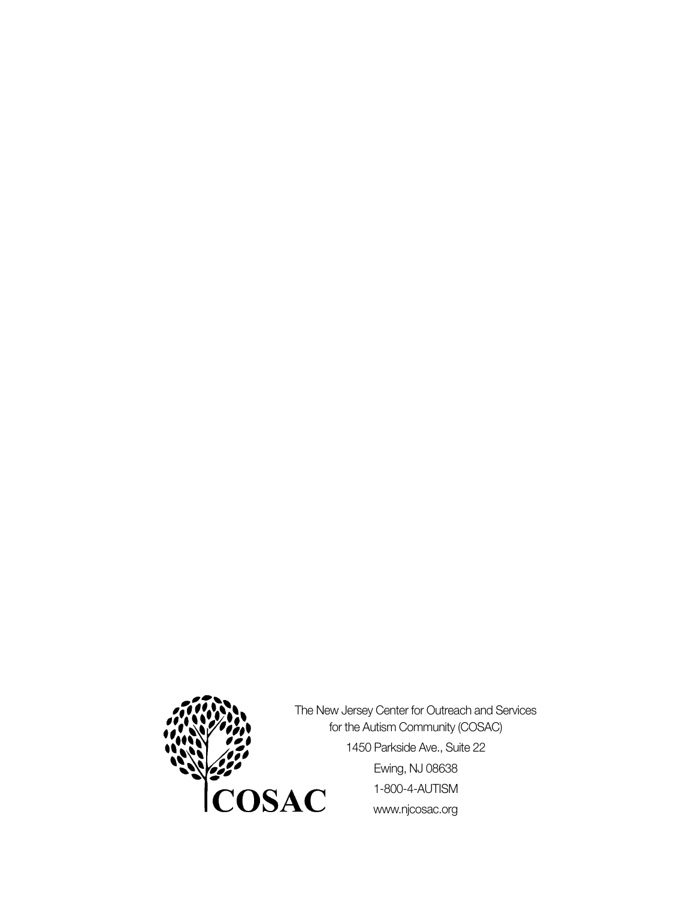COSAC

The New Jersey Center for Outreach and Services for the Autism Community (COSAC)

1450 Parkside Ave., Suite 22

Ewing, NJ 08638

1-800-4-AUTISM

www.njcosac.org